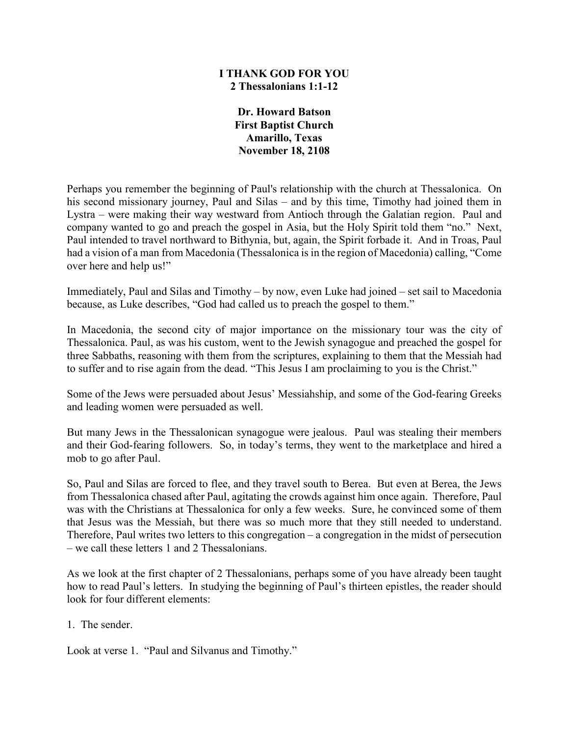**I THANK GOD FOR YOU**
**2 Thessalonians 1:1-12**

**Dr. Howard Batson**
**First Baptist Church**
**Amarillo, Texas**
**November 18, 2108**

Perhaps you remember the beginning of Paul's relationship with the church at Thessalonica. On his second missionary journey, Paul and Silas – and by this time, Timothy had joined them in Lystra – were making their way westward from Antioch through the Galatian region. Paul and company wanted to go and preach the gospel in Asia, but the Holy Spirit told them "no." Next, Paul intended to travel northward to Bithynia, but, again, the Spirit forbade it. And in Troas, Paul had a vision of a man from Macedonia (Thessalonica is in the region of Macedonia) calling, "Come over here and help us!"

Immediately, Paul and Silas and Timothy – by now, even Luke had joined – set sail to Macedonia because, as Luke describes, "God had called us to preach the gospel to them."

In Macedonia, the second city of major importance on the missionary tour was the city of Thessalonica. Paul, as was his custom, went to the Jewish synagogue and preached the gospel for three Sabbaths, reasoning with them from the scriptures, explaining to them that the Messiah had to suffer and to rise again from the dead. "This Jesus I am proclaiming to you is the Christ."

Some of the Jews were persuaded about Jesus' Messiahship, and some of the God-fearing Greeks and leading women were persuaded as well.

But many Jews in the Thessalonican synagogue were jealous. Paul was stealing their members and their God-fearing followers. So, in today's terms, they went to the marketplace and hired a mob to go after Paul.

So, Paul and Silas are forced to flee, and they travel south to Berea. But even at Berea, the Jews from Thessalonica chased after Paul, agitating the crowds against him once again. Therefore, Paul was with the Christians at Thessalonica for only a few weeks. Sure, he convinced some of them that Jesus was the Messiah, but there was so much more that they still needed to understand. Therefore, Paul writes two letters to this congregation – a congregation in the midst of persecution – we call these letters 1 and 2 Thessalonians.

As we look at the first chapter of 2 Thessalonians, perhaps some of you have already been taught how to read Paul's letters. In studying the beginning of Paul's thirteen epistles, the reader should look for four different elements:

1. The sender.

Look at verse 1. "Paul and Silvanus and Timothy."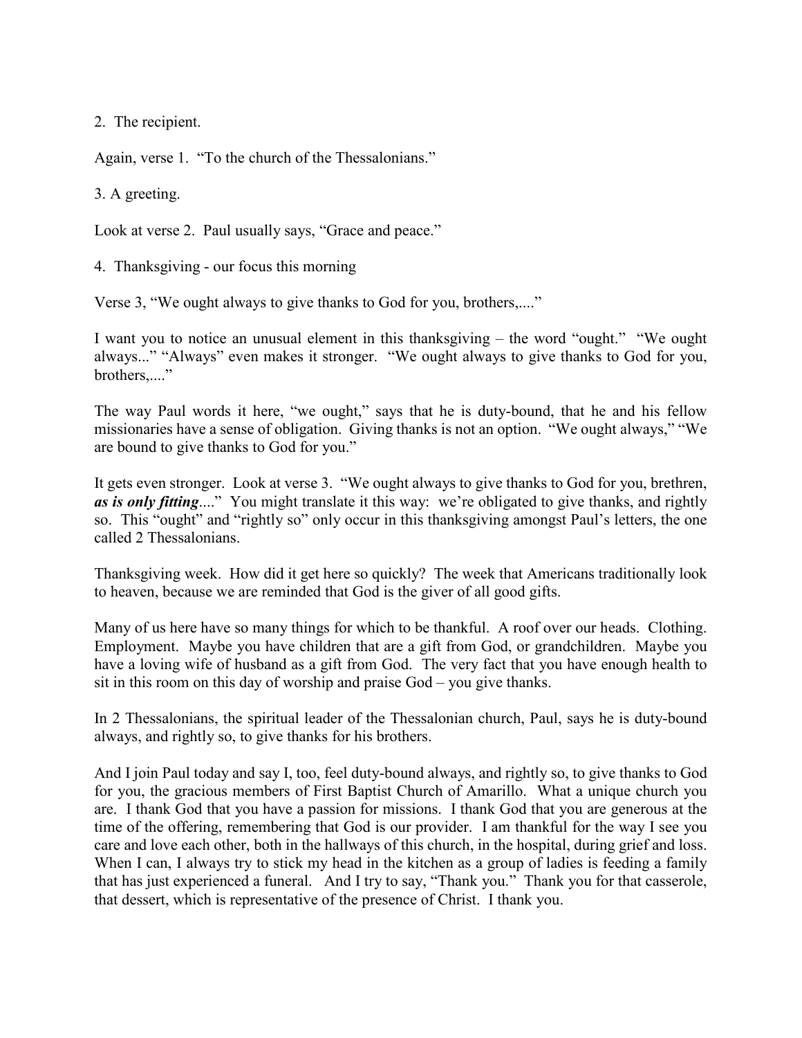2. The recipient.

Again, verse 1. "To the church of the Thessalonians."

3. A greeting.

Look at verse 2. Paul usually says, "Grace and peace."

4. Thanksgiving - our focus this morning

Verse 3, "We ought always to give thanks to God for you, brothers,...."

I want you to notice an unusual element in this thanksgiving – the word "ought." "We ought always..." "Always" even makes it stronger. "We ought always to give thanks to God for you, brothers,...."

The way Paul words it here, "we ought," says that he is duty-bound, that he and his fellow missionaries have a sense of obligation. Giving thanks is not an option. "We ought always," "We are bound to give thanks to God for you."

It gets even stronger. Look at verse 3. "We ought always to give thanks to God for you, brethren, ***as is only fitting***...." You might translate it this way: we're obligated to give thanks, and rightly so. This "ought" and "rightly so" only occur in this thanksgiving amongst Paul's letters, the one called 2 Thessalonians.

Thanksgiving week. How did it get here so quickly? The week that Americans traditionally look to heaven, because we are reminded that God is the giver of all good gifts.

Many of us here have so many things for which to be thankful. A roof over our heads. Clothing. Employment. Maybe you have children that are a gift from God, or grandchildren. Maybe you have a loving wife of husband as a gift from God. The very fact that you have enough health to sit in this room on this day of worship and praise God – you give thanks.

In 2 Thessalonians, the spiritual leader of the Thessalonian church, Paul, says he is duty-bound always, and rightly so, to give thanks for his brothers.

And I join Paul today and say I, too, feel duty-bound always, and rightly so, to give thanks to God for you, the gracious members of First Baptist Church of Amarillo. What a unique church you are. I thank God that you have a passion for missions. I thank God that you are generous at the time of the offering, remembering that God is our provider. I am thankful for the way I see you care and love each other, both in the hallways of this church, in the hospital, during grief and loss. When I can, I always try to stick my head in the kitchen as a group of ladies is feeding a family that has just experienced a funeral. And I try to say, "Thank you." Thank you for that casserole, that dessert, which is representative of the presence of Christ. I thank you.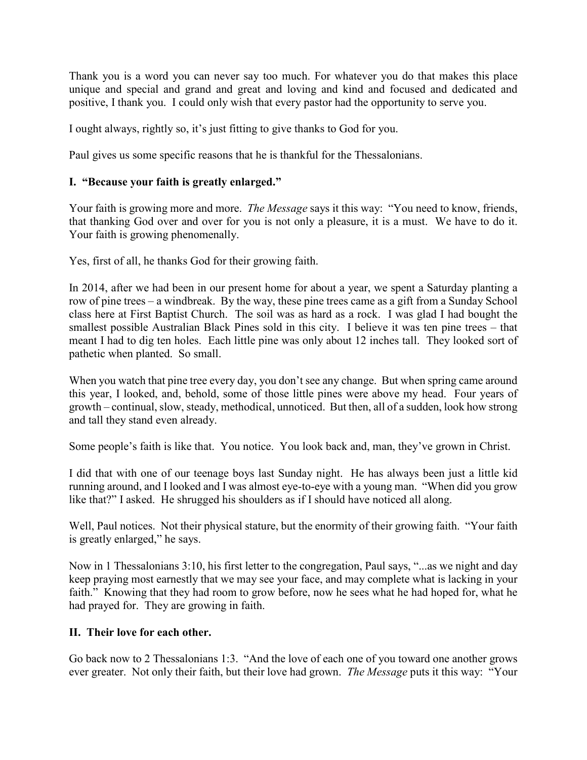Thank you is a word you can never say too much. For whatever you do that makes this place unique and special and grand and great and loving and kind and focused and dedicated and positive, I thank you. I could only wish that every pastor had the opportunity to serve you.

I ought always, rightly so, it's just fitting to give thanks to God for you.

Paul gives us some specific reasons that he is thankful for the Thessalonians.

## I. "Because your faith is greatly enlarged."

Your faith is growing more and more. *The Message* says it this way: "You need to know, friends, that thanking God over and over for you is not only a pleasure, it is a must. We have to do it. Your faith is growing phenomenally.

Yes, first of all, he thanks God for their growing faith.

In 2014, after we had been in our present home for about a year, we spent a Saturday planting a row of pine trees – a windbreak. By the way, these pine trees came as a gift from a Sunday School class here at First Baptist Church. The soil was as hard as a rock. I was glad I had bought the smallest possible Australian Black Pines sold in this city. I believe it was ten pine trees – that meant I had to dig ten holes. Each little pine was only about 12 inches tall. They looked sort of pathetic when planted. So small.

When you watch that pine tree every day, you don't see any change. But when spring came around this year, I looked, and, behold, some of those little pines were above my head. Four years of growth – continual, slow, steady, methodical, unnoticed. But then, all of a sudden, look how strong and tall they stand even already.

Some people's faith is like that. You notice. You look back and, man, they've grown in Christ.

I did that with one of our teenage boys last Sunday night. He has always been just a little kid running around, and I looked and I was almost eye-to-eye with a young man. "When did you grow like that?" I asked. He shrugged his shoulders as if I should have noticed all along.

Well, Paul notices. Not their physical stature, but the enormity of their growing faith. "Your faith is greatly enlarged," he says.

Now in 1 Thessalonians 3:10, his first letter to the congregation, Paul says, "...as we night and day keep praying most earnestly that we may see your face, and may complete what is lacking in your faith." Knowing that they had room to grow before, now he sees what he had hoped for, what he had prayed for. They are growing in faith.

## II. Their love for each other.

Go back now to 2 Thessalonians 1:3. "And the love of each one of you toward one another grows ever greater. Not only their faith, but their love had grown. *The Message* puts it this way: "Your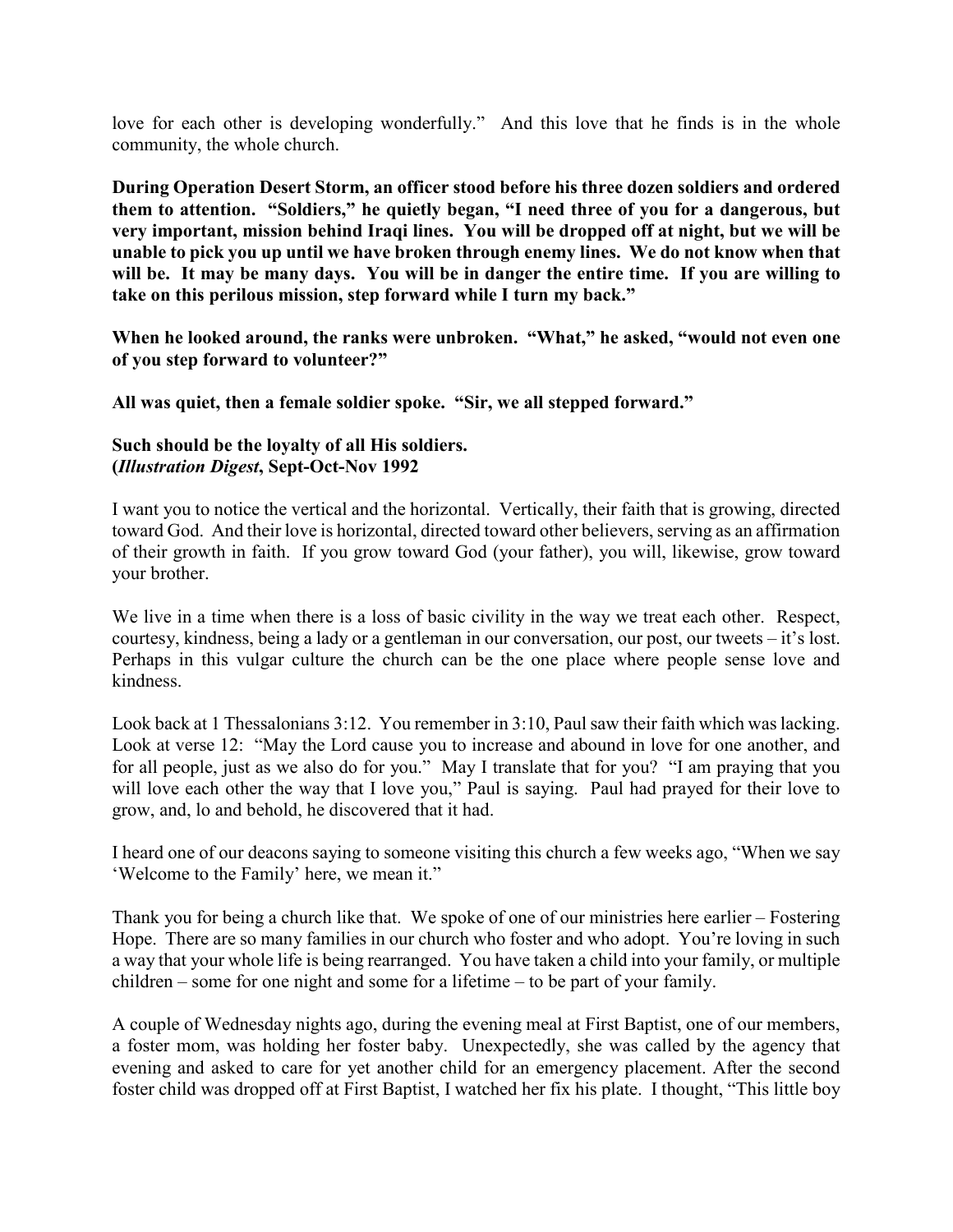love for each other is developing wonderfully." And this love that he finds is in the whole community, the whole church.

**During Operation Desert Storm, an officer stood before his three dozen soldiers and ordered them to attention. "Soldiers," he quietly began, "I need three of you for a dangerous, but very important, mission behind Iraqi lines. You will be dropped off at night, but we will be unable to pick you up until we have broken through enemy lines. We do not know when that will be. It may be many days. You will be in danger the entire time. If you are willing to take on this perilous mission, step forward while I turn my back."**

**When he looked around, the ranks were unbroken. "What," he asked, "would not even one of you step forward to volunteer?"**

**All was quiet, then a female soldier spoke. "Sir, we all stepped forward."**

**Such should be the loyalty of all His soldiers.**
**(*Illustration Digest*, Sept-Oct-Nov 1992**

I want you to notice the vertical and the horizontal. Vertically, their faith that is growing, directed toward God. And their love is horizontal, directed toward other believers, serving as an affirmation of their growth in faith. If you grow toward God (your father), you will, likewise, grow toward your brother.

We live in a time when there is a loss of basic civility in the way we treat each other. Respect, courtesy, kindness, being a lady or a gentleman in our conversation, our post, our tweets – it's lost. Perhaps in this vulgar culture the church can be the one place where people sense love and kindness.

Look back at 1 Thessalonians 3:12. You remember in 3:10, Paul saw their faith which was lacking. Look at verse 12: "May the Lord cause you to increase and abound in love for one another, and for all people, just as we also do for you." May I translate that for you? "I am praying that you will love each other the way that I love you," Paul is saying. Paul had prayed for their love to grow, and, lo and behold, he discovered that it had.

I heard one of our deacons saying to someone visiting this church a few weeks ago, "When we say 'Welcome to the Family' here, we mean it."

Thank you for being a church like that. We spoke of one of our ministries here earlier – Fostering Hope. There are so many families in our church who foster and who adopt. You're loving in such a way that your whole life is being rearranged. You have taken a child into your family, or multiple children – some for one night and some for a lifetime – to be part of your family.

A couple of Wednesday nights ago, during the evening meal at First Baptist, one of our members, a foster mom, was holding her foster baby. Unexpectedly, she was called by the agency that evening and asked to care for yet another child for an emergency placement. After the second foster child was dropped off at First Baptist, I watched her fix his plate. I thought, "This little boy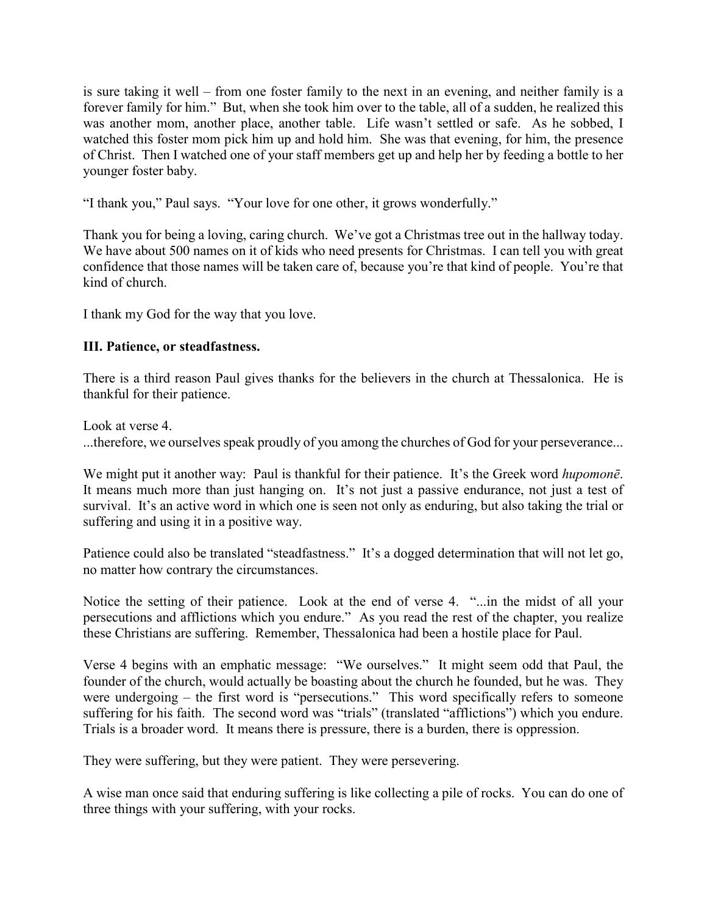is sure taking it well – from one foster family to the next in an evening, and neither family is a forever family for him." But, when she took him over to the table, all of a sudden, he realized this was another mom, another place, another table. Life wasn't settled or safe. As he sobbed, I watched this foster mom pick him up and hold him. She was that evening, for him, the presence of Christ. Then I watched one of your staff members get up and help her by feeding a bottle to her younger foster baby.

"I thank you," Paul says. "Your love for one other, it grows wonderfully."

Thank you for being a loving, caring church. We've got a Christmas tree out in the hallway today. We have about 500 names on it of kids who need presents for Christmas. I can tell you with great confidence that those names will be taken care of, because you're that kind of people. You're that kind of church.

I thank my God for the way that you love.

**III. Patience, or steadfastness.**

There is a third reason Paul gives thanks for the believers in the church at Thessalonica. He is thankful for their patience.

Look at verse 4.
...therefore, we ourselves speak proudly of you among the churches of God for your perseverance...

We might put it another way: Paul is thankful for their patience. It's the Greek word *hupomonē*. It means much more than just hanging on. It's not just a passive endurance, not just a test of survival. It's an active word in which one is seen not only as enduring, but also taking the trial or suffering and using it in a positive way.

Patience could also be translated "steadfastness." It's a dogged determination that will not let go, no matter how contrary the circumstances.

Notice the setting of their patience. Look at the end of verse 4. "...in the midst of all your persecutions and afflictions which you endure." As you read the rest of the chapter, you realize these Christians are suffering. Remember, Thessalonica had been a hostile place for Paul.

Verse 4 begins with an emphatic message: "We ourselves." It might seem odd that Paul, the founder of the church, would actually be boasting about the church he founded, but he was. They were undergoing – the first word is "persecutions." This word specifically refers to someone suffering for his faith. The second word was "trials" (translated "afflictions") which you endure. Trials is a broader word. It means there is pressure, there is a burden, there is oppression.

They were suffering, but they were patient. They were persevering.

A wise man once said that enduring suffering is like collecting a pile of rocks. You can do one of three things with your suffering, with your rocks.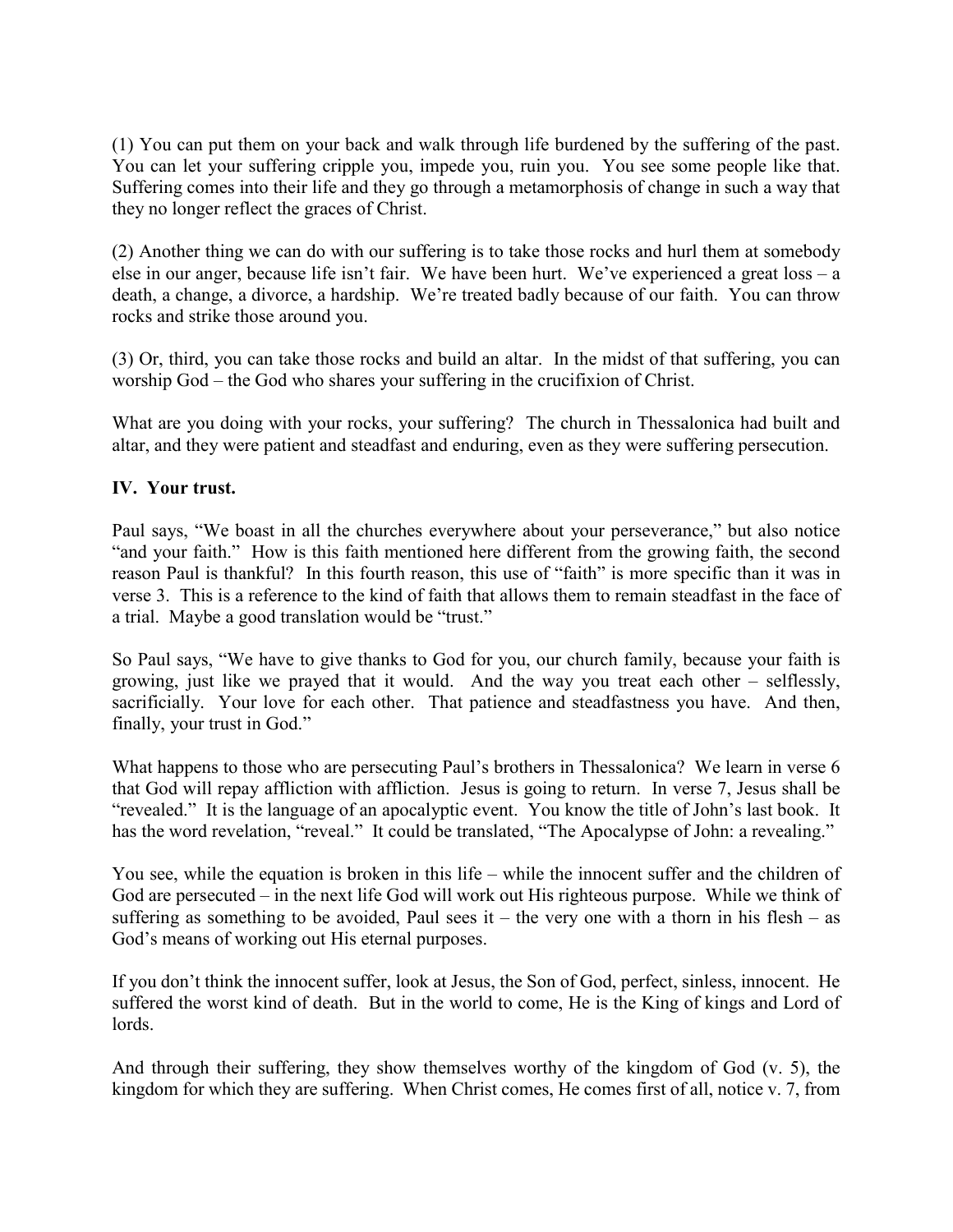(1) You can put them on your back and walk through life burdened by the suffering of the past. You can let your suffering cripple you, impede you, ruin you. You see some people like that. Suffering comes into their life and they go through a metamorphosis of change in such a way that they no longer reflect the graces of Christ.

(2) Another thing we can do with our suffering is to take those rocks and hurl them at somebody else in our anger, because life isn't fair. We have been hurt. We've experienced a great loss – a death, a change, a divorce, a hardship. We're treated badly because of our faith. You can throw rocks and strike those around you.

(3) Or, third, you can take those rocks and build an altar. In the midst of that suffering, you can worship God – the God who shares your suffering in the crucifixion of Christ.

What are you doing with your rocks, your suffering? The church in Thessalonica had built and altar, and they were patient and steadfast and enduring, even as they were suffering persecution.

## IV. Your trust.

Paul says, "We boast in all the churches everywhere about your perseverance," but also notice "and your faith." How is this faith mentioned here different from the growing faith, the second reason Paul is thankful? In this fourth reason, this use of "faith" is more specific than it was in verse 3. This is a reference to the kind of faith that allows them to remain steadfast in the face of a trial. Maybe a good translation would be "trust."

So Paul says, "We have to give thanks to God for you, our church family, because your faith is growing, just like we prayed that it would. And the way you treat each other – selflessly, sacrificially. Your love for each other. That patience and steadfastness you have. And then, finally, your trust in God."

What happens to those who are persecuting Paul's brothers in Thessalonica? We learn in verse 6 that God will repay affliction with affliction. Jesus is going to return. In verse 7, Jesus shall be "revealed." It is the language of an apocalyptic event. You know the title of John's last book. It has the word revelation, "reveal." It could be translated, "The Apocalypse of John: a revealing."

You see, while the equation is broken in this life – while the innocent suffer and the children of God are persecuted – in the next life God will work out His righteous purpose. While we think of suffering as something to be avoided, Paul sees it – the very one with a thorn in his flesh – as God's means of working out His eternal purposes.

If you don't think the innocent suffer, look at Jesus, the Son of God, perfect, sinless, innocent. He suffered the worst kind of death. But in the world to come, He is the King of kings and Lord of lords.

And through their suffering, they show themselves worthy of the kingdom of God (v. 5), the kingdom for which they are suffering. When Christ comes, He comes first of all, notice v. 7, from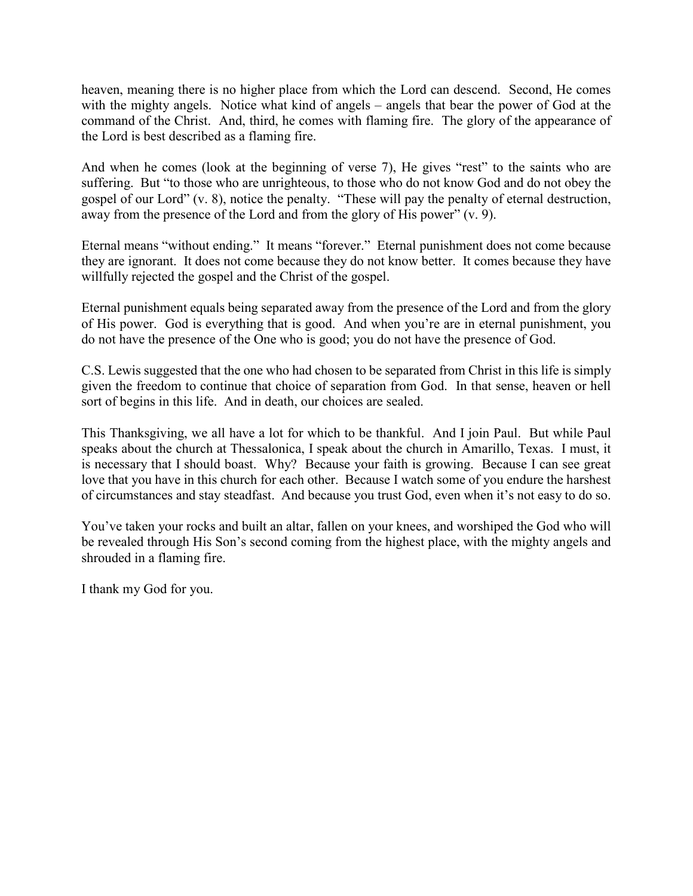heaven, meaning there is no higher place from which the Lord can descend. Second, He comes with the mighty angels. Notice what kind of angels – angels that bear the power of God at the command of the Christ. And, third, he comes with flaming fire. The glory of the appearance of the Lord is best described as a flaming fire.

And when he comes (look at the beginning of verse 7), He gives "rest" to the saints who are suffering. But "to those who are unrighteous, to those who do not know God and do not obey the gospel of our Lord" (v. 8), notice the penalty. "These will pay the penalty of eternal destruction, away from the presence of the Lord and from the glory of His power" (v. 9).

Eternal means "without ending." It means "forever." Eternal punishment does not come because they are ignorant. It does not come because they do not know better. It comes because they have willfully rejected the gospel and the Christ of the gospel.

Eternal punishment equals being separated away from the presence of the Lord and from the glory of His power. God is everything that is good. And when you're are in eternal punishment, you do not have the presence of the One who is good; you do not have the presence of God.

C.S. Lewis suggested that the one who had chosen to be separated from Christ in this life is simply given the freedom to continue that choice of separation from God. In that sense, heaven or hell sort of begins in this life. And in death, our choices are sealed.

This Thanksgiving, we all have a lot for which to be thankful. And I join Paul. But while Paul speaks about the church at Thessalonica, I speak about the church in Amarillo, Texas. I must, it is necessary that I should boast. Why? Because your faith is growing. Because I can see great love that you have in this church for each other. Because I watch some of you endure the harshest of circumstances and stay steadfast. And because you trust God, even when it's not easy to do so.

You've taken your rocks and built an altar, fallen on your knees, and worshiped the God who will be revealed through His Son's second coming from the highest place, with the mighty angels and shrouded in a flaming fire.

I thank my God for you.